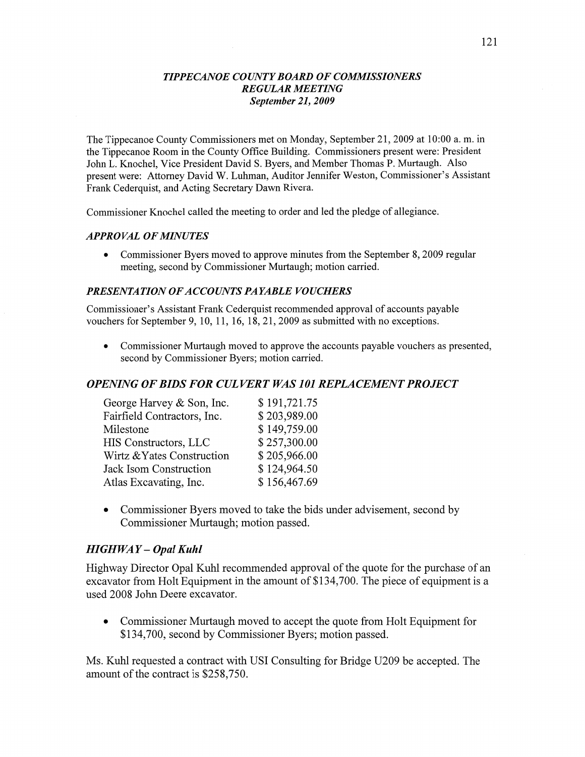# *TIPPECANOE COUNTY BOARD OF COMMISSIONERS*
## *REGULAR MEETING*
### *September 21, 2009*

The Tippecanoe County Commissioners met on Monday, September 21, 2009 at 10:00 a. m. in the Tippecanoe Room in the County Office Building. Commissioners present were: President John L. Knochel, Vice President David S. Byers, and Member Thomas P. Murtaugh. Also present were: Attorney David W. Luhman, Auditor Jennifer Weston, Commissioner's Assistant Frank Cederquist, and Acting Secretary Dawn Rivera.

Commissioner Knochel called the meeting to order and led the pledge of allegiance.

### *APPROVAL OF MINUTES*

- Commissioner Byers moved to approve minutes from the September 8, 2009 regular meeting, second by Commissioner Murtaugh; motion carried.

### *PRESENTATION OF ACCOUNTS PAYABLE VOUCHERS*

Commissioner's Assistant Frank Cederquist recommended approval of accounts payable vouchers for September 9, 10, 11, 16, 18, 21, 2009 as submitted with no exceptions.

- Commissioner Murtaugh moved to approve the accounts payable vouchers as presented, second by Commissioner Byers; motion carried.

### *OPENING OF BIDS FOR CULVERT WAS 101 REPLACEMENT PROJECT*

| | |
|---|---|
| George Harvey & Son, Inc. | $ 191,721.75 |
| Fairfield Contractors, Inc. | $ 203,989.00 |
| Milestone | $ 149,759.00 |
| HIS Constructors, LLC | $ 257,300.00 |
| Wirtz &Yates Construction | $ 205,966.00 |
| Jack Isom Construction | $ 124,964.50 |
| Atlas Excavating, Inc. | $ 156,467.69 |

- Commissioner Byers moved to take the bids under advisement, second by Commissioner Murtaugh; motion passed.

### *HIGHWAY – Opal Kuhl*

Highway Director Opal Kuhl recommended approval of the quote for the purchase of an excavator from Holt Equipment in the amount of $134,700. The piece of equipment is a used 2008 John Deere excavator.

- Commissioner Murtaugh moved to accept the quote from Holt Equipment for $134,700, second by Commissioner Byers; motion passed.

Ms. Kuhl requested a contract with USI Consulting for Bridge U209 be accepted. The amount of the contract is $258,750.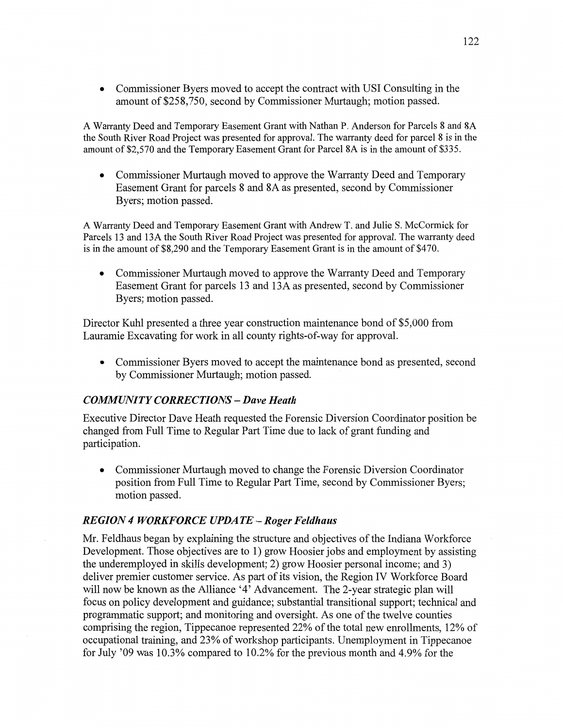- Commissioner Byers moved to accept the contract with USI Consulting in the amount of $258,750, second by Commissioner Murtaugh; motion passed.

A Warranty Deed and Temporary Easement Grant with Nathan P. Anderson for Parcels 8 and 8A the South River Road Project was presented for approval. The warranty deed for parcel 8 is in the amount of $2,570 and the Temporary Easement Grant for Parcel 8A is in the amount of $335.

- Commissioner Murtaugh moved to approve the Warranty Deed and Temporary Easement Grant for parcels 8 and 8A as presented, second by Commissioner Byers; motion passed.

A Warranty Deed and Temporary Easement Grant with Andrew T. and Julie S. McCormick for Parcels 13 and 13A the South River Road Project was presented for approval. The warranty deed is in the amount of $8,290 and the Temporary Easement Grant is in the amount of $470.

- Commissioner Murtaugh moved to approve the Warranty Deed and Temporary Easement Grant for parcels 13 and 13A as presented, second by Commissioner Byers; motion passed.

Director Kuhl presented a three year construction maintenance bond of $5,000 from Lauramie Excavating for work in all county rights-of-way for approval.

- Commissioner Byers moved to accept the maintenance bond as presented, second by Commissioner Murtaugh; motion passed.

### *COMMUNITY CORRECTIONS – Dave Heath*

Executive Director Dave Heath requested the Forensic Diversion Coordinator position be changed from Full Time to Regular Part Time due to lack of grant funding and participation.

- Commissioner Murtaugh moved to change the Forensic Diversion Coordinator position from Full Time to Regular Part Time, second by Commissioner Byers; motion passed.

### *REGION 4 WORKFORCE UPDATE – Roger Feldhaus*

Mr. Feldhaus began by explaining the structure and objectives of the Indiana Workforce Development. Those objectives are to 1) grow Hoosier jobs and employment by assisting the underemployed in skills development; 2) grow Hoosier personal income; and 3) deliver premier customer service. As part of its vision, the Region IV Workforce Board will now be known as the Alliance '4' Advancement. The 2-year strategic plan will focus on policy development and guidance; substantial transitional support; technical and programmatic support; and monitoring and oversight. As one of the twelve counties comprising the region, Tippecanoe represented 22% of the total new enrollments, 12% of occupational training, and 23% of workshop participants. Unemployment in Tippecanoe for July '09 was 10.3% compared to 10.2% for the previous month and 4.9% for the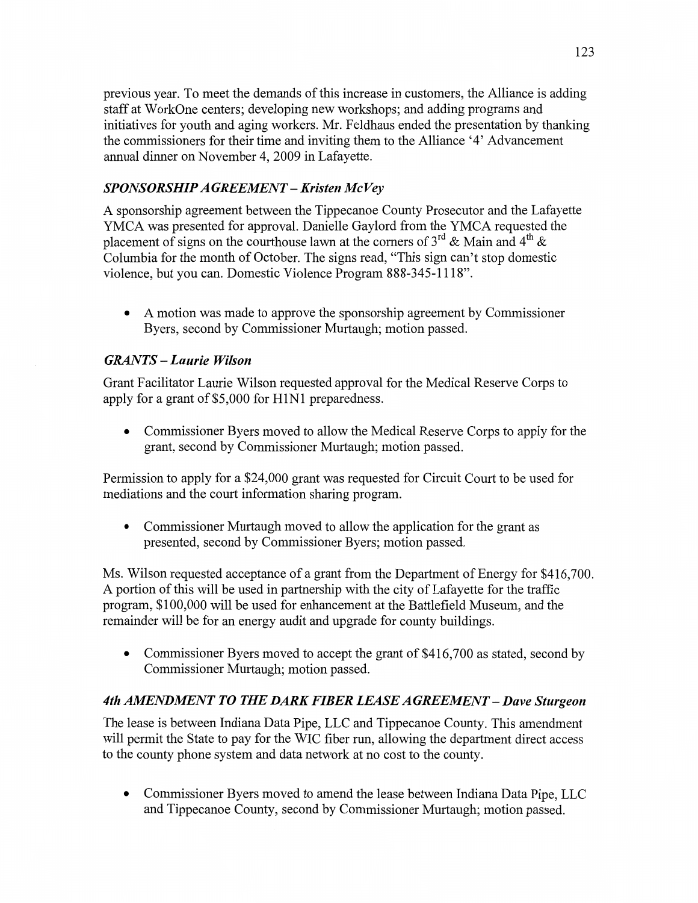previous year. To meet the demands of this increase in customers, the Alliance is adding staff at WorkOne centers; developing new workshops; and adding programs and initiatives for youth and aging workers. Mr. Feldhaus ended the presentation by thanking the commissioners for their time and inviting them to the Alliance '4' Advancement annual dinner on November 4, 2009 in Lafayette.

### *SPONSORSHIP AGREEMENT – Kristen McVey*

A sponsorship agreement between the Tippecanoe County Prosecutor and the Lafayette YMCA was presented for approval. Danielle Gaylord from the YMCA requested the placement of signs on the courthouse lawn at the corners of 3rd & Main and 4th & Columbia for the month of October. The signs read, "This sign can't stop domestic violence, but you can. Domestic Violence Program 888-345-1118".

- A motion was made to approve the sponsorship agreement by Commissioner Byers, second by Commissioner Murtaugh; motion passed.

### *GRANTS – Laurie Wilson*

Grant Facilitator Laurie Wilson requested approval for the Medical Reserve Corps to apply for a grant of $5,000 for H1N1 preparedness.

- Commissioner Byers moved to allow the Medical Reserve Corps to apply for the grant, second by Commissioner Murtaugh; motion passed.

Permission to apply for a $24,000 grant was requested for Circuit Court to be used for mediations and the court information sharing program.

- Commissioner Murtaugh moved to allow the application for the grant as presented, second by Commissioner Byers; motion passed.

Ms. Wilson requested acceptance of a grant from the Department of Energy for $416,700. A portion of this will be used in partnership with the city of Lafayette for the traffic program, $100,000 will be used for enhancement at the Battlefield Museum, and the remainder will be for an energy audit and upgrade for county buildings.

- Commissioner Byers moved to accept the grant of $416,700 as stated, second by Commissioner Murtaugh; motion passed.

### *4th AMENDMENT TO THE DARK FIBER LEASE AGREEMENT – Dave Sturgeon*

The lease is between Indiana Data Pipe, LLC and Tippecanoe County. This amendment will permit the State to pay for the WIC fiber run, allowing the department direct access to the county phone system and data network at no cost to the county.

- Commissioner Byers moved to amend the lease between Indiana Data Pipe, LLC and Tippecanoe County, second by Commissioner Murtaugh; motion passed.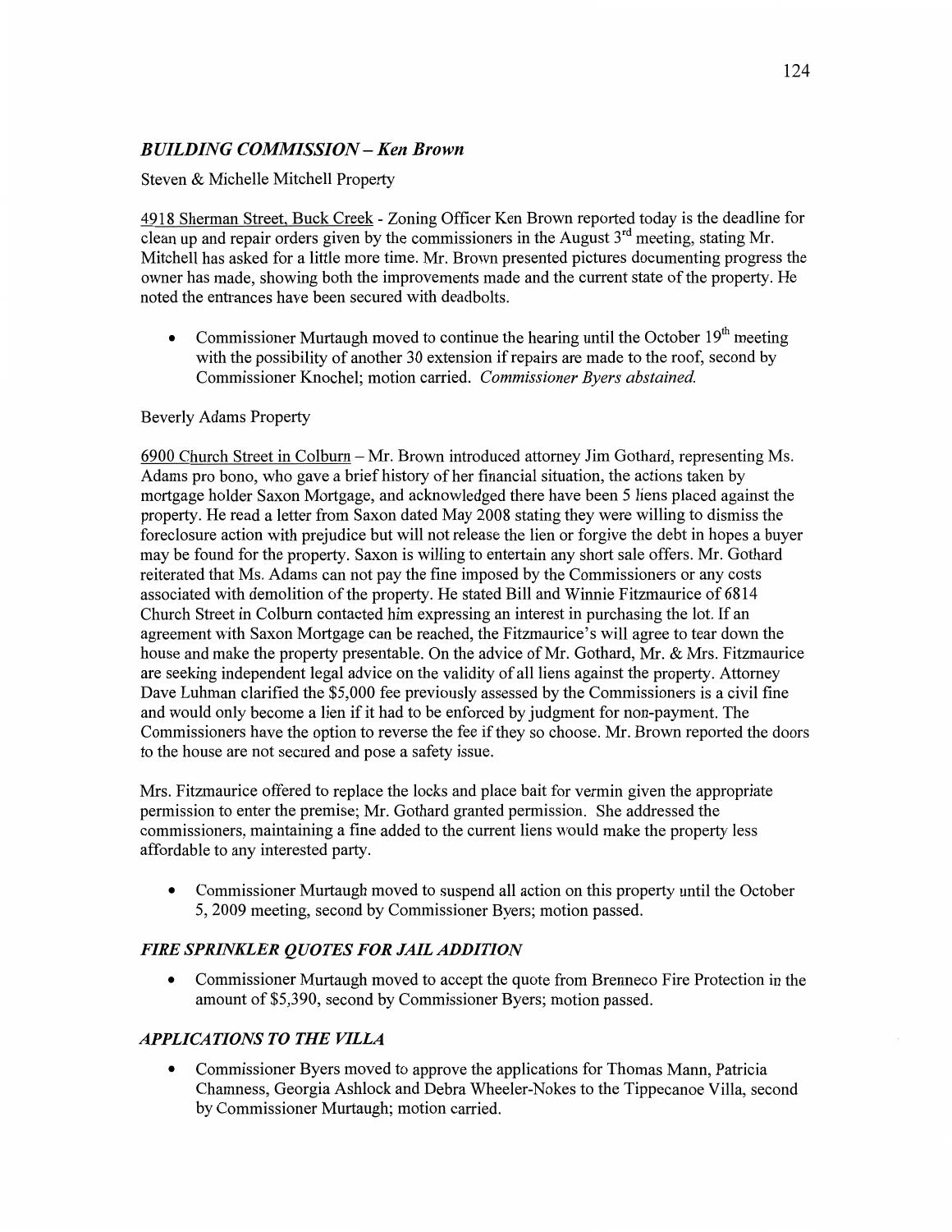## *BUILDING COMMISSION – Ken Brown*

Steven & Michelle Mitchell Property

4918 Sherman Street, Buck Creek - Zoning Officer Ken Brown reported today is the deadline for clean up and repair orders given by the commissioners in the August 3rd meeting, stating Mr. Mitchell has asked for a little more time. Mr. Brown presented pictures documenting progress the owner has made, showing both the improvements made and the current state of the property. He noted the entrances have been secured with deadbolts.

- Commissioner Murtaugh moved to continue the hearing until the October 19th meeting with the possibility of another 30 extension if repairs are made to the roof, second by Commissioner Knochel; motion carried. *Commissioner Byers abstained.*

Beverly Adams Property

6900 Church Street in Colburn – Mr. Brown introduced attorney Jim Gothard, representing Ms. Adams pro bono, who gave a brief history of her financial situation, the actions taken by mortgage holder Saxon Mortgage, and acknowledged there have been 5 liens placed against the property. He read a letter from Saxon dated May 2008 stating they were willing to dismiss the foreclosure action with prejudice but will not release the lien or forgive the debt in hopes a buyer may be found for the property. Saxon is willing to entertain any short sale offers. Mr. Gothard reiterated that Ms. Adams can not pay the fine imposed by the Commissioners or any costs associated with demolition of the property. He stated Bill and Winnie Fitzmaurice of 6814 Church Street in Colburn contacted him expressing an interest in purchasing the lot. If an agreement with Saxon Mortgage can be reached, the Fitzmaurice's will agree to tear down the house and make the property presentable. On the advice of Mr. Gothard, Mr. & Mrs. Fitzmaurice are seeking independent legal advice on the validity of all liens against the property. Attorney Dave Luhman clarified the $5,000 fee previously assessed by the Commissioners is a civil fine and would only become a lien if it had to be enforced by judgment for non-payment. The Commissioners have the option to reverse the fee if they so choose. Mr. Brown reported the doors to the house are not secured and pose a safety issue.

Mrs. Fitzmaurice offered to replace the locks and place bait for vermin given the appropriate permission to enter the premise; Mr. Gothard granted permission. She addressed the commissioners, maintaining a fine added to the current liens would make the property less affordable to any interested party.

- Commissioner Murtaugh moved to suspend all action on this property until the October 5, 2009 meeting, second by Commissioner Byers; motion passed.

## *FIRE SPRINKLER QUOTES FOR JAIL ADDITION*

- Commissioner Murtaugh moved to accept the quote from Brenneco Fire Protection in the amount of $5,390, second by Commissioner Byers; motion passed.

## *APPLICATIONS TO THE VILLA*

- Commissioner Byers moved to approve the applications for Thomas Mann, Patricia Chamness, Georgia Ashlock and Debra Wheeler-Nokes to the Tippecanoe Villa, second by Commissioner Murtaugh; motion carried.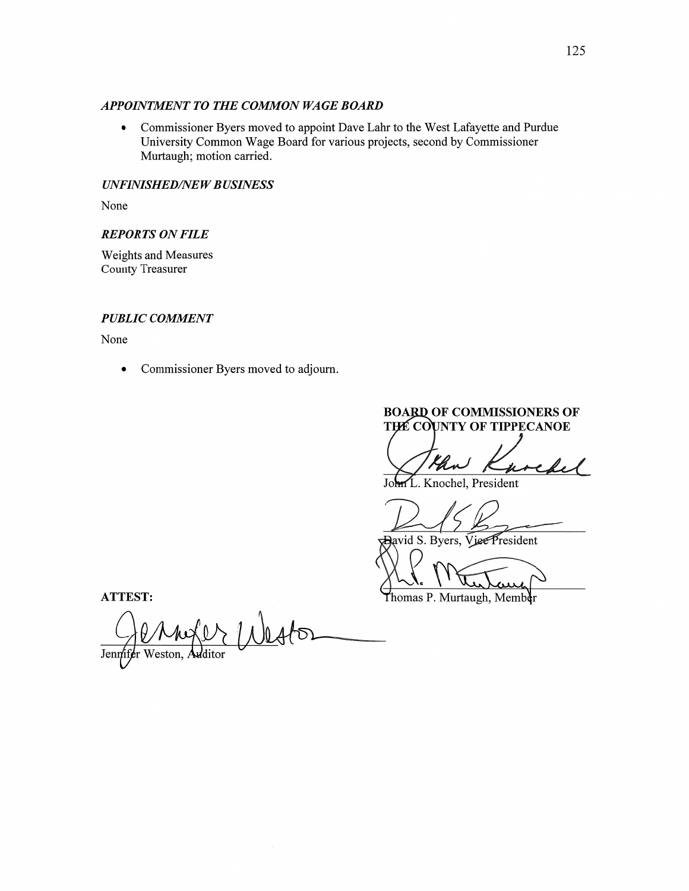### *APPOINTMENT TO THE COMMON WAGE BOARD*

- Commissioner Byers moved to appoint Dave Lahr to the West Lafayette and Purdue University Common Wage Board for various projects, second by Commissioner Murtaugh; motion carried.

### *UNFINISHED/NEW BUSINESS*

None

### *REPORTS ON FILE*

Weights and Measures
County Treasurer

### *PUBLIC COMMENT*

None

- Commissioner Byers moved to adjourn.

**BOARD OF COMMISSIONERS OF THE COUNTY OF TIPPECANOE**

John L. Knochel, President

David S. Byers, Vice President

Thomas P. Murtaugh, Member

**ATTEST:**

Jennifer Weston, Auditor